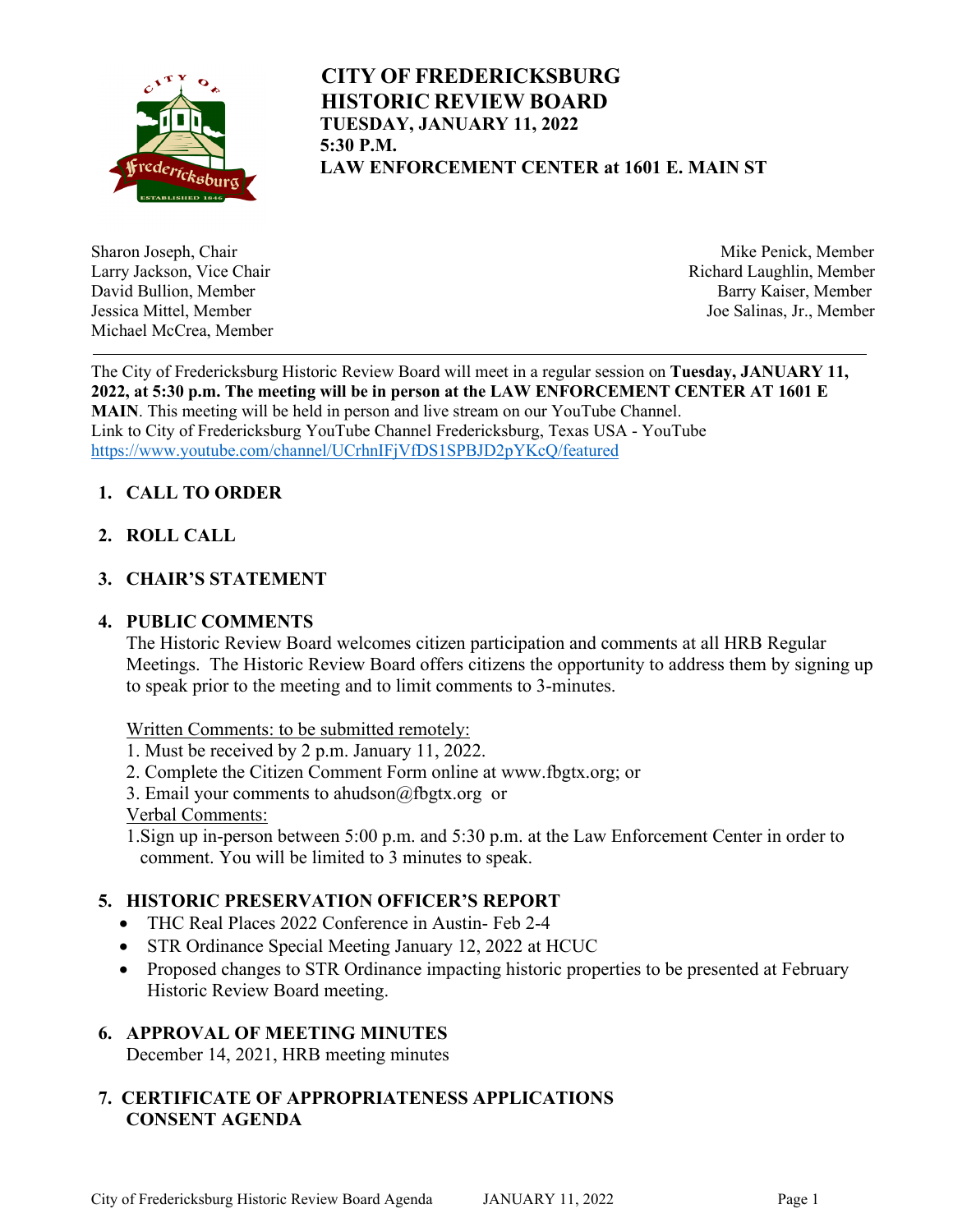# CITY OF FREDERICKSBURG
# HISTORIC REVIEW BOARD

**TUESDAY, JANUARY 11, 2022**
**5:30 P.M.**
**LAW ENFORCEMENT CENTER at 1601 E. MAIN ST**

Sharon Joseph, Chair
Larry Jackson, Vice Chair
David Bullion, Member
Jessica Mittel, Member
Michael McCrea, Member
Mike Penick, Member
Richard Laughlin, Member
Barry Kaiser, Member
Joe Salinas, Jr., Member

---

The City of Fredericksburg Historic Review Board will meet in a regular session on **Tuesday, JANUARY 11, 2022, at 5:30 p.m. The meeting will be in person at the LAW ENFORCEMENT CENTER AT 1601 E MAIN**. This meeting will be held in person and live stream on our YouTube Channel.
Link to City of Fredericksburg YouTube Channel Fredericksburg, Texas USA - YouTube
https://www.youtube.com/channel/UCrhnIFjVfDS1SPBJD2pYKcQ/featured

1. **CALL TO ORDER**

2. **ROLL CALL**

3. **CHAIR'S STATEMENT**

4. **PUBLIC COMMENTS**
   The Historic Review Board welcomes citizen participation and comments at all HRB Regular Meetings. The Historic Review Board offers citizens the opportunity to address them by signing up to speak prior to the meeting and to limit comments to 3-minutes.

   <u>Written Comments: to be submitted remotely:</u>
   1. Must be received by 2 p.m. January 11, 2022.
   2. Complete the Citizen Comment Form online at www.fbgtx.org; or
   3. Email your comments to ahudson@fbgtx.org or

   <u>Verbal Comments:</u>
   1. Sign up in-person between 5:00 p.m. and 5:30 p.m. at the Law Enforcement Center in order to comment. You will be limited to 3 minutes to speak.

5. **HISTORIC PRESERVATION OFFICER'S REPORT**
   - THC Real Places 2022 Conference in Austin- Feb 2-4
   - STR Ordinance Special Meeting January 12, 2022 at HCUC
   - Proposed changes to STR Ordinance impacting historic properties to be presented at February Historic Review Board meeting.

6. **APPROVAL OF MEETING MINUTES**
   December 14, 2021, HRB meeting minutes

7. **CERTIFICATE OF APPROPRIATENESS APPLICATIONS**
   **CONSENT AGENDA**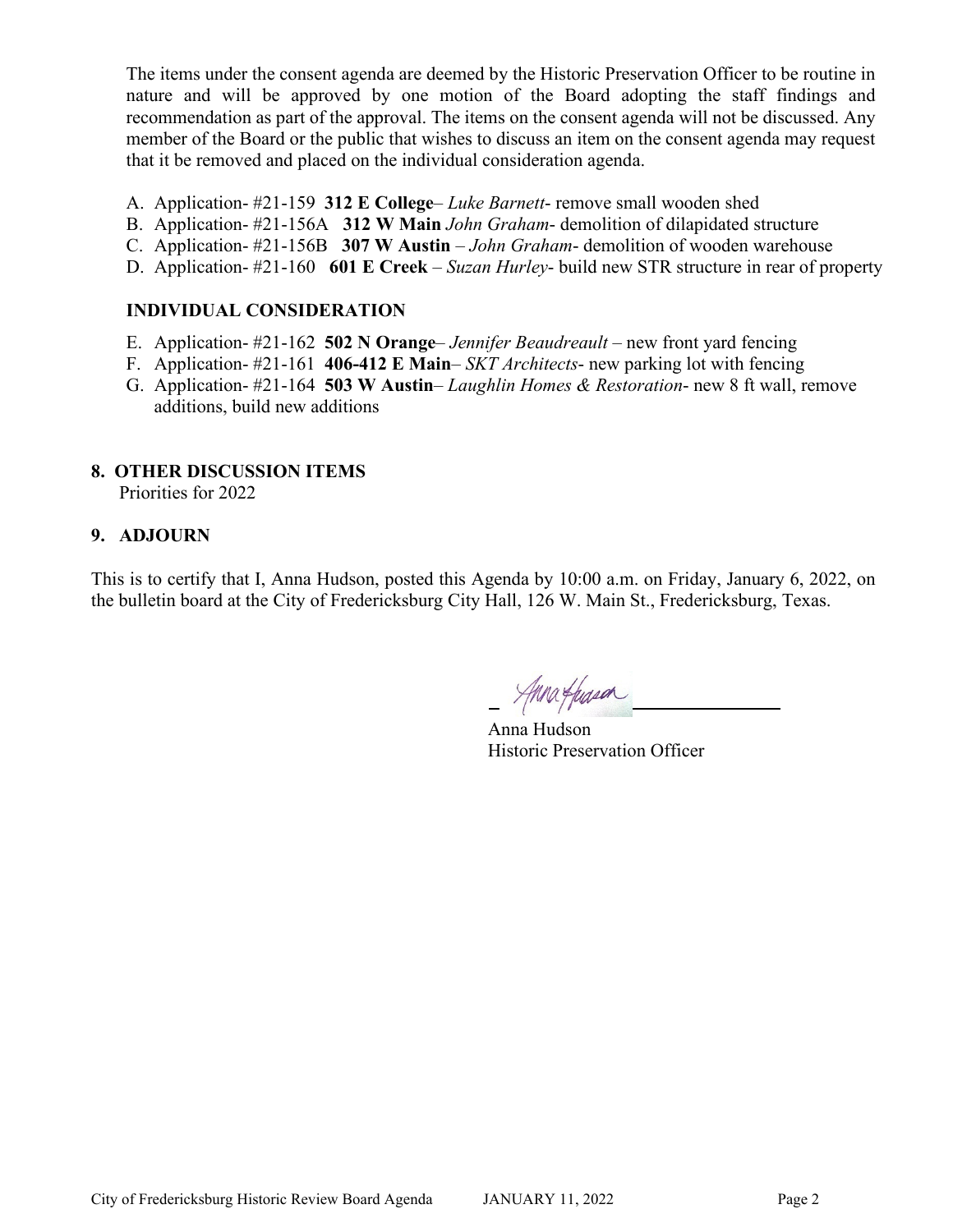The items under the consent agenda are deemed by the Historic Preservation Officer to be routine in nature and will be approved by one motion of the Board adopting the staff findings and recommendation as part of the approval. The items on the consent agenda will not be discussed. Any member of the Board or the public that wishes to discuss an item on the consent agenda may request that it be removed and placed on the individual consideration agenda.

A. Application- #21-159 **312 E College**– *Luke Barnett*- remove small wooden shed
B. Application- #21-156A **312 W Main** *John Graham*- demolition of dilapidated structure
C. Application- #21-156B **307 W Austin** – *John Graham*- demolition of wooden warehouse
D. Application- #21-160 **601 E Creek** – *Suzan Hurley*- build new STR structure in rear of property

**INDIVIDUAL CONSIDERATION**

E. Application- #21-162 **502 N Orange**– *Jennifer Beaudreault* – new front yard fencing
F. Application- #21-161 **406-412 E Main**– *SKT Architects*- new parking lot with fencing
G. Application- #21-164 **503 W Austin**– *Laughlin Homes & Restoration*- new 8 ft wall, remove additions, build new additions

## 8. OTHER DISCUSSION ITEMS

Priorities for 2022

## 9. ADJOURN

This is to certify that I, Anna Hudson, posted this Agenda by 10:00 a.m. on Friday, January 6, 2022, on the bulletin board at the City of Fredericksburg City Hall, 126 W. Main St., Fredericksburg, Texas.

Anna Hudson
Historic Preservation Officer